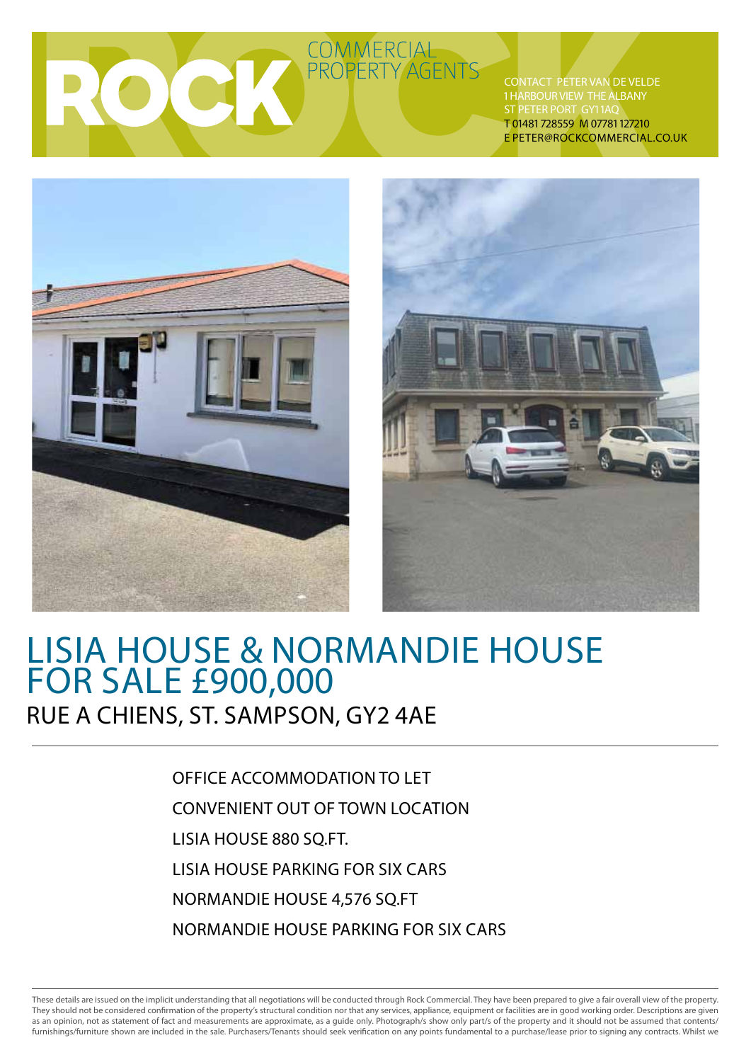ROCK COMMERCIAL PROPERTY AGENTS

CONTACT PETER VAN DE VELDE
1 HARBOUR VIEW THE ALBANY
ST PETER PORT GY1 1AQ
T 01481 728559 M 07781 127210
E PETER@ROCKCOMMERCIAL.CO.UK

# LISIA HOUSE & NORMANDIE HOUSE FOR SALE £900,000

## RUE A CHIENS, ST. SAMPSON, GY2 4AE

---

OFFICE ACCOMMODATION TO LET

CONVENIENT OUT OF TOWN LOCATION

LISIA HOUSE 880 SQ.FT.

LISIA HOUSE PARKING FOR SIX CARS

NORMANDIE HOUSE 4,576 SQ.FT

NORMANDIE HOUSE PARKING FOR SIX CARS

---

These details are issued on the implicit understanding that all negotiations will be conducted through Rock Commercial. They have been prepared to give a fair overall view of the property. They should not be considered confirmation of the property's structural condition nor that any services, appliance, equipment or facilities are in good working order. Descriptions are given as an opinion, not as statement of fact and measurements are approximate, as a guide only. Photograph/s show only part/s of the property and it should not be assumed that contents/furnishings/furniture shown are included in the sale. Purchasers/Tenants should seek verification on any points fundamental to a purchase/lease prior to signing any contracts. Whilst we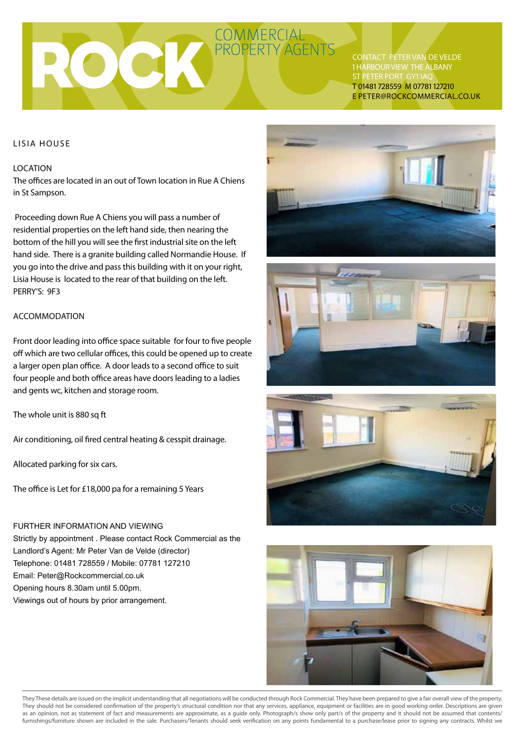ROCK COMMERCIAL PROPERTY AGENTS

CONTACT PETER VAN DE VELDE
1 HARBOUR VIEW THE ALBANY
ST PETER PORT GY1 1AQ
T 01481 728559 M 07781 127210
E PETER@ROCKCOMMERCIAL.CO.UK

## LISIA HOUSE

### LOCATION

The offices are located in an out of Town location in Rue A Chiens in St Sampson.

Proceeding down Rue A Chiens you will pass a number of residential properties on the left hand side, then nearing the bottom of the hill you will see the first industrial site on the left hand side. There is a granite building called Normandie House. If you go into the drive and pass this building with it on your right, Lisia House is located to the rear of that building on the left.
PERRY'S: 9F3

### ACCOMMODATION

Front door leading into office space suitable for four to five people off which are two cellular offices, this could be opened up to create a larger open plan office. A door leads to a second office to suit four people and both office areas have doors leading to a ladies and gents wc, kitchen and storage room.

The whole unit is 880 sq ft

Air conditioning, oil fired central heating & cesspit drainage.

Allocated parking for six cars.

The office is Let for £18,000 pa for a remaining 5 Years

### FURTHER INFORMATION AND VIEWING

Strictly by appointment . Please contact Rock Commercial as the Landlord's Agent: Mr Peter Van de Velde (director)
Telephone: 01481 728559 / Mobile: 07781 127210
Email: Peter@Rockcommercial.co.uk
Opening hours 8.30am until 5.00pm.
Viewings out of hours by prior arrangement.

They These details are issued on the implicit understanding that all negotiations will be conducted through Rock Commercial. They have been prepared to give a fair overall view of the property. They should not be considered confirmation of the property's structural condition nor that any services, appliance, equipment or facilities are in good working order. Descriptions are given as an opinion, not as statement of fact and measurements are approximate, as a guide only. Photograph/s show only part/s of the property and it should not be assumed that contents/ furnishings/furniture shown are included in the sale. Purchasers/Tenants should seek verification on any points fundamental to a purchase/lease prior to signing any contracts. Whilst we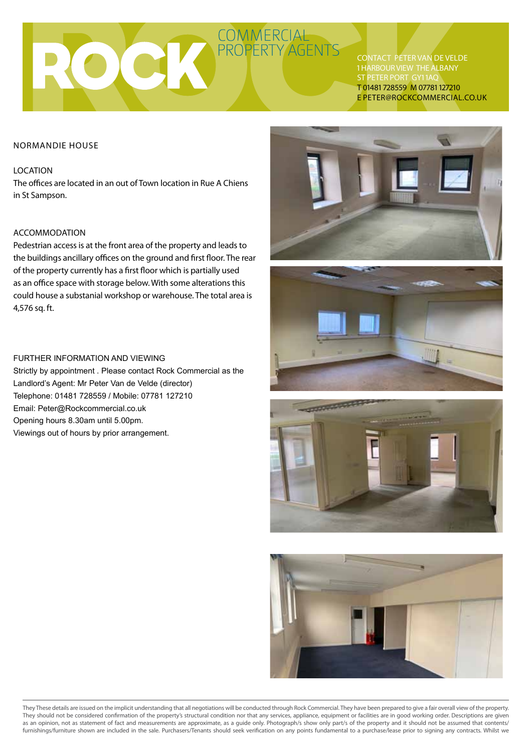# ROCK COMMERCIAL PROPERTY AGENTS

CONTACT PETER VAN DE VELDE
1 HARBOUR VIEW THE ALBANY
ST PETER PORT GY1 1AQ
T 01481 728559 M 07781 127210
E PETER@ROCKCOMMERCIAL.CO.UK

## NORMANDIE HOUSE

### LOCATION

The offices are located in an out of Town location in Rue A Chiens in St Sampson.

### ACCOMMODATION

Pedestrian access is at the front area of the property and leads to the buildings ancillary offices on the ground and first floor. The rear of the property currently has a first floor which is partially used as an office space with storage below. With some alterations this could house a substanial workshop or warehouse. The total area is 4,576 sq. ft.

### FURTHER INFORMATION AND VIEWING

Strictly by appointment . Please contact Rock Commercial as the Landlord's Agent: Mr Peter Van de Velde (director)
Telephone: 01481 728559 / Mobile: 07781 127210
Email: Peter@Rockcommercial.co.uk
Opening hours 8.30am until 5.00pm.
Viewings out of hours by prior arrangement.

They These details are issued on the implicit understanding that all negotiations will be conducted through Rock Commercial. They have been prepared to give a fair overall view of the property. They should not be considered confirmation of the property's structural condition nor that any services, appliance, equipment or facilities are in good working order. Descriptions are given as an opinion, not as statement of fact and measurements are approximate, as a guide only. Photograph/s show only part/s of the property and it should not be assumed that contents/furnishings/furniture shown are included in the sale. Purchasers/Tenants should seek verification on any points fundamental to a purchase/lease prior to signing any contracts. Whilst we